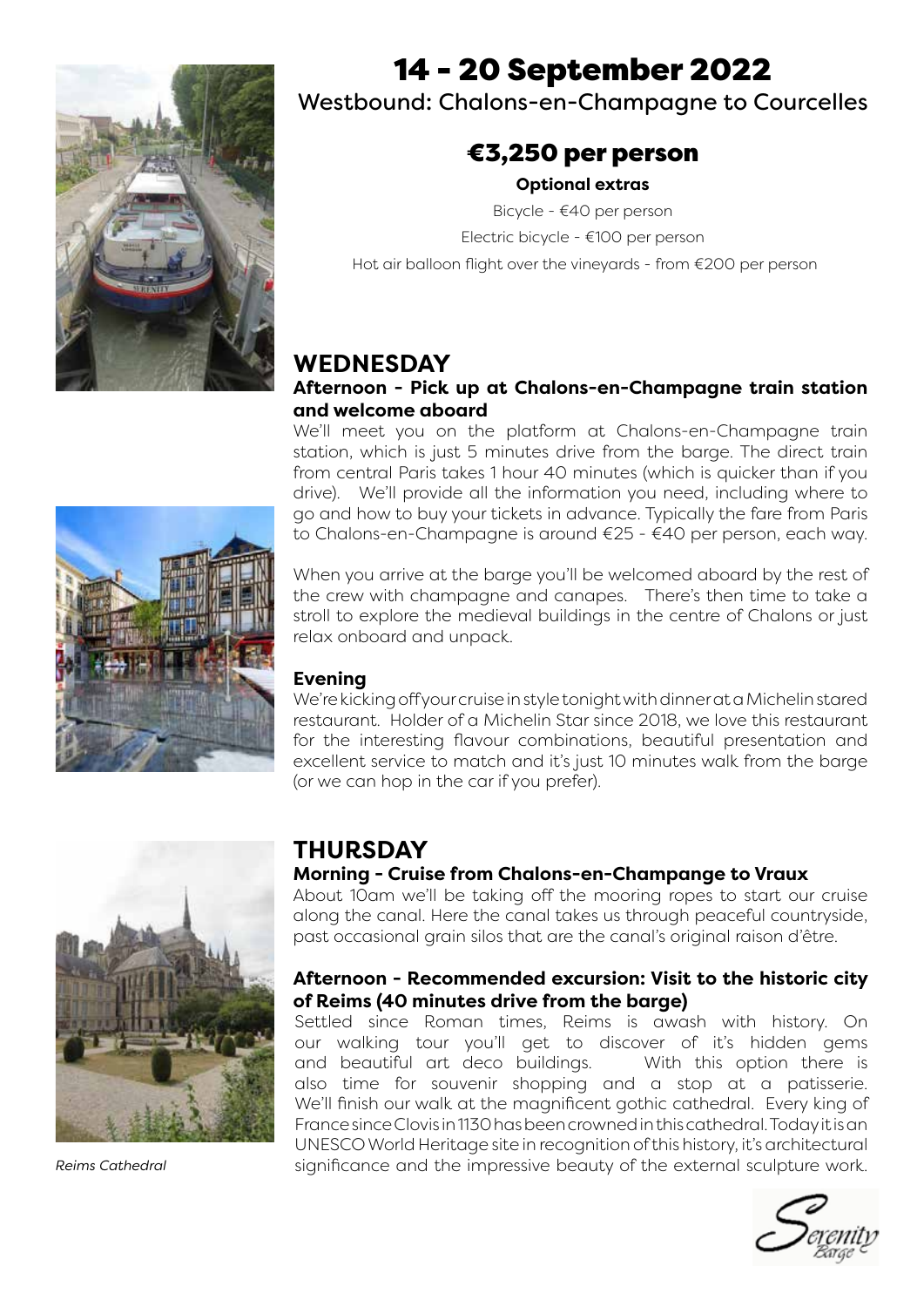# 14 - 20 September 2022

Westbound: Chalons-en-Champagne to Courcelles

## €3,250 per person

**Optional extras**

Bicycle - €40 per person

Electric bicycle - €100 per person

Hot air balloon flight over the vineyards - from €200 per person

## WEDNESDAY

### Afternoon - Pick up at Chalons-en-Champagne train station and welcome aboard

We'll meet you on the platform at Chalons-en-Champagne train station, which is just 5 minutes drive from the barge. The direct train from central Paris takes 1 hour 40 minutes (which is quicker than if you drive). We'll provide all the information you need, including where to go and how to buy your tickets in advance. Typically the fare from Paris to Chalons-en-Champagne is around €25 - €40 per person, each way.

When you arrive at the barge you'll be welcomed aboard by the rest of the crew with champagne and canapes. There's then time to take a stroll to explore the medieval buildings in the centre of Chalons or just relax onboard and unpack.

### Evening

We're kicking off your cruise in style tonight with dinner at a Michelin stared restaurant. Holder of a Michelin Star since 2018, we love this restaurant for the interesting flavour combinations, beautiful presentation and excellent service to match and it's just 10 minutes walk from the barge (or we can hop in the car if you prefer).

## THURSDAY

### Morning - Cruise from Chalons-en-Champange to Vraux

About 10am we'll be taking off the mooring ropes to start our cruise along the canal. Here the canal takes us through peaceful countryside, past occasional grain silos that are the canal's original raison d'être.

### Afternoon - Recommended excursion: Visit to the historic city of Reims (40 minutes drive from the barge)

Settled since Roman times, Reims is awash with history. On our walking tour you'll get to discover of it's hidden gems and beautiful art deco buildings. With this option there is also time for souvenir shopping and a stop at a patisserie. We'll finish our walk at the magnificent gothic cathedral. Every king of France since Clovis in 1130 has been crowned in this cathedral. Today it is an UNESCO World Heritage site in recognition of this history, it's architectural significance and the impressive beauty of the external sculpture work.

*Reims Cathedral*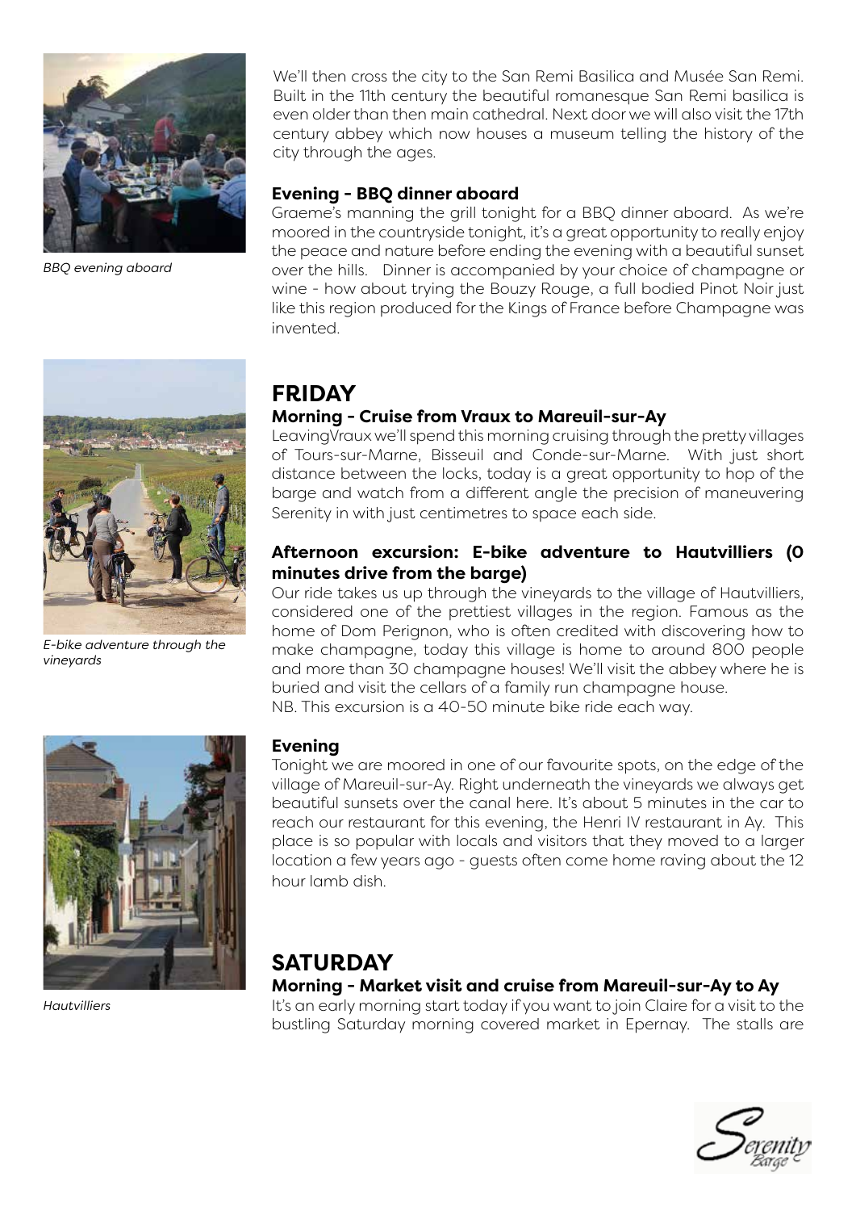We'll then cross the city to the San Remi Basilica and Musée San Remi. Built in the 11th century the beautiful romanesque San Remi basilica is even older than then main cathedral. Next door we will also visit the 17th century abbey which now houses a museum telling the history of the city through the ages.

**Evening - BBQ dinner aboard**

Graeme's manning the grill tonight for a BBQ dinner aboard. As we're moored in the countryside tonight, it's a great opportunity to really enjoy the peace and nature before ending the evening with a beautiful sunset over the hills. Dinner is accompanied by your choice of champagne or wine - how about trying the Bouzy Rouge, a full bodied Pinot Noir just like this region produced for the Kings of France before Champagne was invented.

*BBQ evening aboard*

## FRIDAY

**Morning - Cruise from Vraux to Mareuil-sur-Ay**

LeavingVraux we'll spend this morning cruising through the pretty villages of Tours-sur-Marne, Bisseuil and Conde-sur-Marne. With just short distance between the locks, today is a great opportunity to hop of the barge and watch from a different angle the precision of maneuvering Serenity in with just centimetres to space each side.

**Afternoon excursion: E-bike adventure to Hautvilliers (0 minutes drive from the barge)**

Our ride takes us up through the vineyards to the village of Hautvilliers, considered one of the prettiest villages in the region. Famous as the home of Dom Perignon, who is often credited with discovering how to make champagne, today this village is home to around 800 people and more than 30 champagne houses! We'll visit the abbey where he is buried and visit the cellars of a family run champagne house.
NB. This excursion is a 40-50 minute bike ride each way.

*E-bike adventure through the vineyards*

**Evening**

Tonight we are moored in one of our favourite spots, on the edge of the village of Mareuil-sur-Ay. Right underneath the vineyards we always get beautiful sunsets over the canal here. It's about 5 minutes in the car to reach our restaurant for this evening, the Henri IV restaurant in Ay. This place is so popular with locals and visitors that they moved to a larger location a few years ago - guests often come home raving about the 12 hour lamb dish.

*Hautvilliers*

## SATURDAY

**Morning - Market visit and cruise from Mareuil-sur-Ay to Ay**

It's an early morning start today if you want to join Claire for a visit to the bustling Saturday morning covered market in Epernay. The stalls are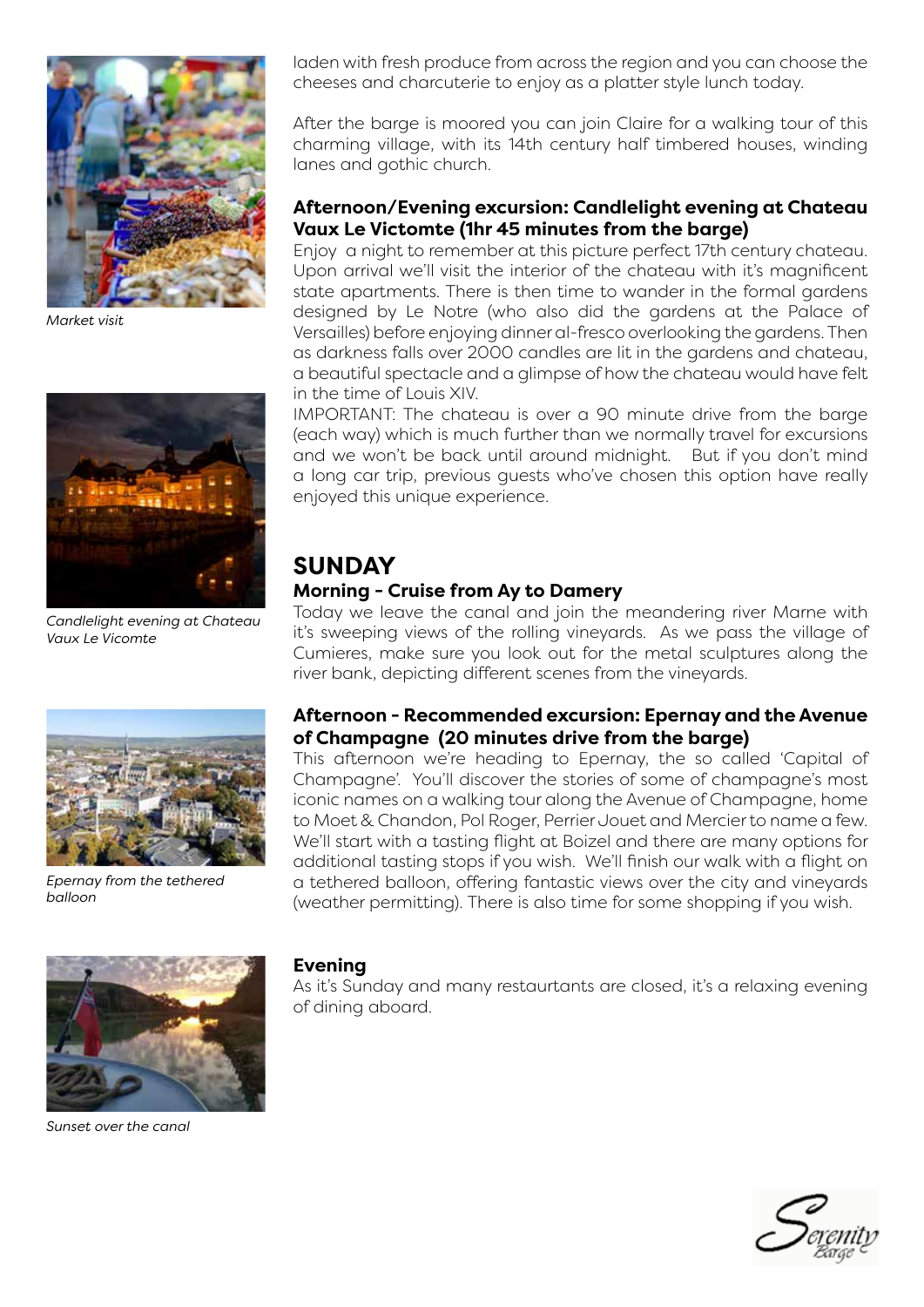laden with fresh produce from across the region and you can choose the cheeses and charcuterie to enjoy as a platter style lunch today.

After the barge is moored you can join Claire for a walking tour of this charming village, with its 14th century half timbered houses, winding lanes and gothic church.

**Afternoon/Evening excursion: Candlelight evening at Chateau Vaux Le Victomte (1hr 45 minutes from the barge)**

Enjoy a night to remember at this picture perfect 17th century chateau. Upon arrival we'll visit the interior of the chateau with it's magnificent state apartments. There is then time to wander in the formal gardens designed by Le Notre (who also did the gardens at the Palace of Versailles) before enjoying dinner al-fresco overlooking the gardens. Then as darkness falls over 2000 candles are lit in the gardens and chateau, a beautiful spectacle and a glimpse of how the chateau would have felt in the time of Louis XIV.

IMPORTANT: The chateau is over a 90 minute drive from the barge (each way) which is much further than we normally travel for excursions and we won't be back until around midnight. But if you don't mind a long car trip, previous guests who've chosen this option have really enjoyed this unique experience.

*Market visit*

*Candlelight evening at Chateau Vaux Le Vicomte*

## SUNDAY

**Morning - Cruise from Ay to Damery**

Today we leave the canal and join the meandering river Marne with it's sweeping views of the rolling vineyards. As we pass the village of Cumieres, make sure you look out for the metal sculptures along the river bank, depicting different scenes from the vineyards.

**Afternoon - Recommended excursion: Epernay and the Avenue of Champagne (20 minutes drive from the barge)**

This afternoon we're heading to Epernay, the so called 'Capital of Champagne'. You'll discover the stories of some of champagne's most iconic names on a walking tour along the Avenue of Champagne, home to Moet & Chandon, Pol Roger, Perrier Jouet and Mercier to name a few. We'll start with a tasting flight at Boizel and there are many options for additional tasting stops if you wish. We'll finish our walk with a flight on a tethered balloon, offering fantastic views over the city and vineyards (weather permitting). There is also time for some shopping if you wish.

*Epernay from the tethered balloon*

**Evening**

As it's Sunday and many restaurtants are closed, it's a relaxing evening of dining aboard.

*Sunset over the canal*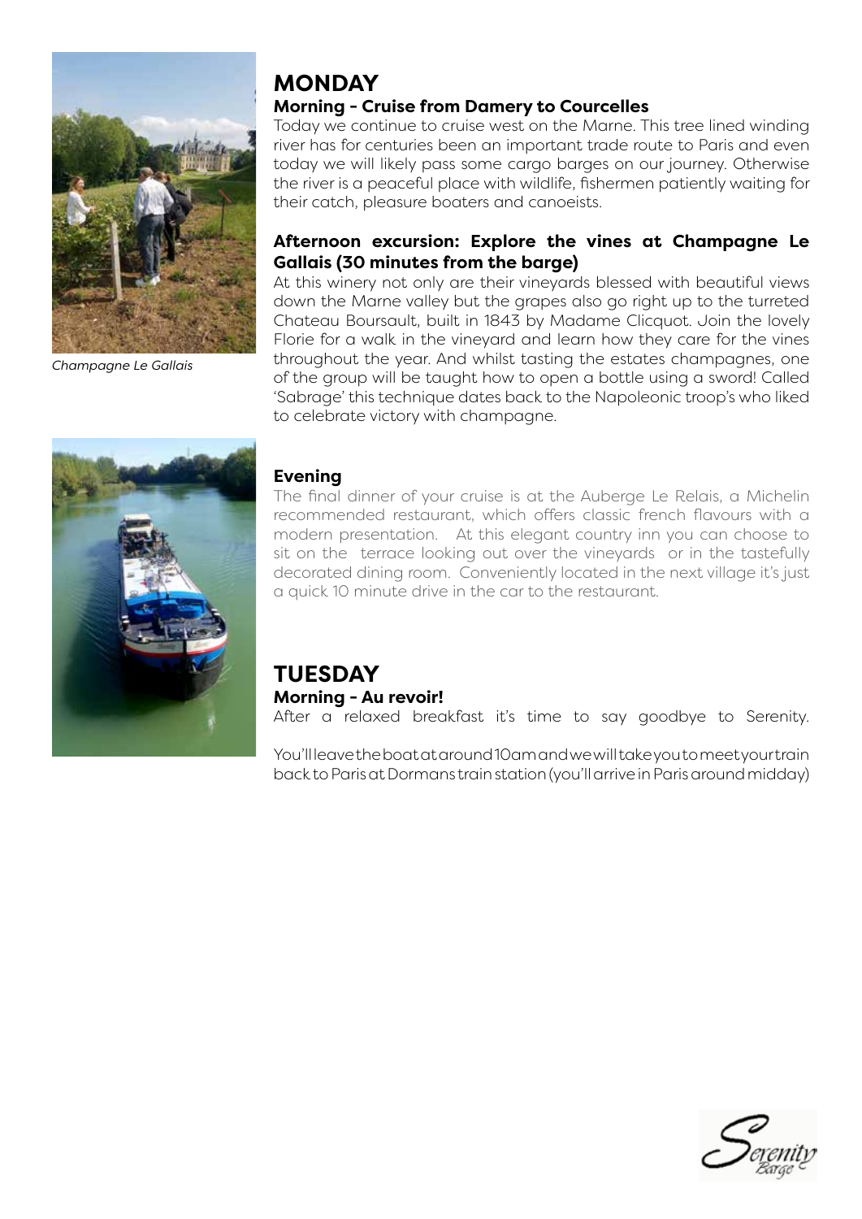# MONDAY

### Morning - Cruise from Damery to Courcelles

Today we continue to cruise west on the Marne. This tree lined winding river has for centuries been an important trade route to Paris and even today we will likely pass some cargo barges on our journey. Otherwise the river is a peaceful place with wildlife, fishermen patiently waiting for their catch, pleasure boaters and canoeists.

### Afternoon excursion: Explore the vines at Champagne Le Gallais (30 minutes from the barge)

At this winery not only are their vineyards blessed with beautiful views down the Marne valley but the grapes also go right up to the turreted Chateau Boursault, built in 1843 by Madame Clicquot. Join the lovely Florie for a walk in the vineyard and learn how they care for the vines throughout the year. And whilst tasting the estates champagnes, one of the group will be taught how to open a bottle using a sword! Called 'Sabrage' this technique dates back to the Napoleonic troop's who liked to celebrate victory with champagne.

*Champagne Le Gallais*

### Evening

The final dinner of your cruise is at the Auberge Le Relais, a Michelin recommended restaurant, which offers classic french flavours with a modern presentation. At this elegant country inn you can choose to sit on the terrace looking out over the vineyards or in the tastefully decorated dining room. Conveniently located in the next village it's just a quick 10 minute drive in the car to the restaurant.

# TUESDAY

### Morning - Au revoir!

After a relaxed breakfast it's time to say goodbye to Serenity.

You'll leave the boat at around 10am and we will take you to meet your train back to Paris at Dormans train station (you'll arrive in Paris around midday)